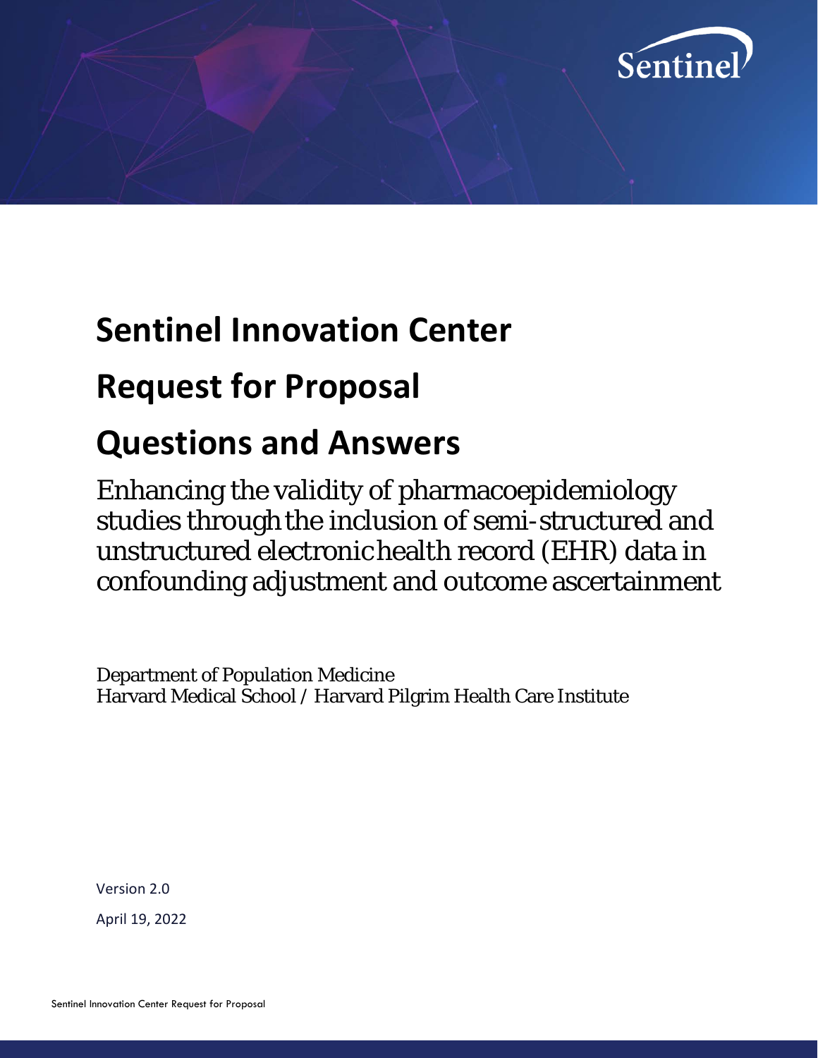# Sentinel Innovation Center

# Request for Proposal

# Questions and Answers

Enhancing the validity of pharmacoepidemiology studies through the inclusion of semi-structured and unstructured electronic health record (EHR) data in confounding adjustment and outcome ascertainment

Department of Population Medicine
Harvard Medical School / Harvard Pilgrim Health Care Institute

Version 2.0

April 19, 2022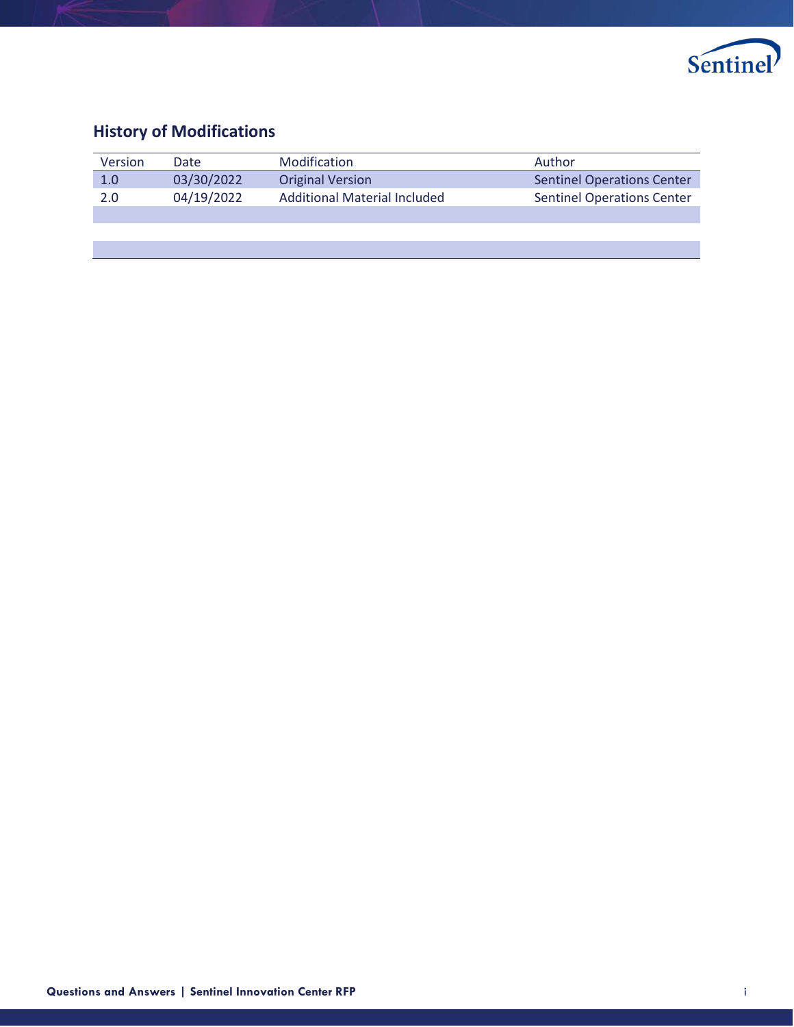## History of Modifications

| Version | Date | Modification | Author |
|---|---|---|---|
| 1.0 | 03/30/2022 | Original Version | Sentinel Operations Center |
| 2.0 | 04/19/2022 | Additional Material Included | Sentinel Operations Center |
| | | | |
| | | | |
| | | | |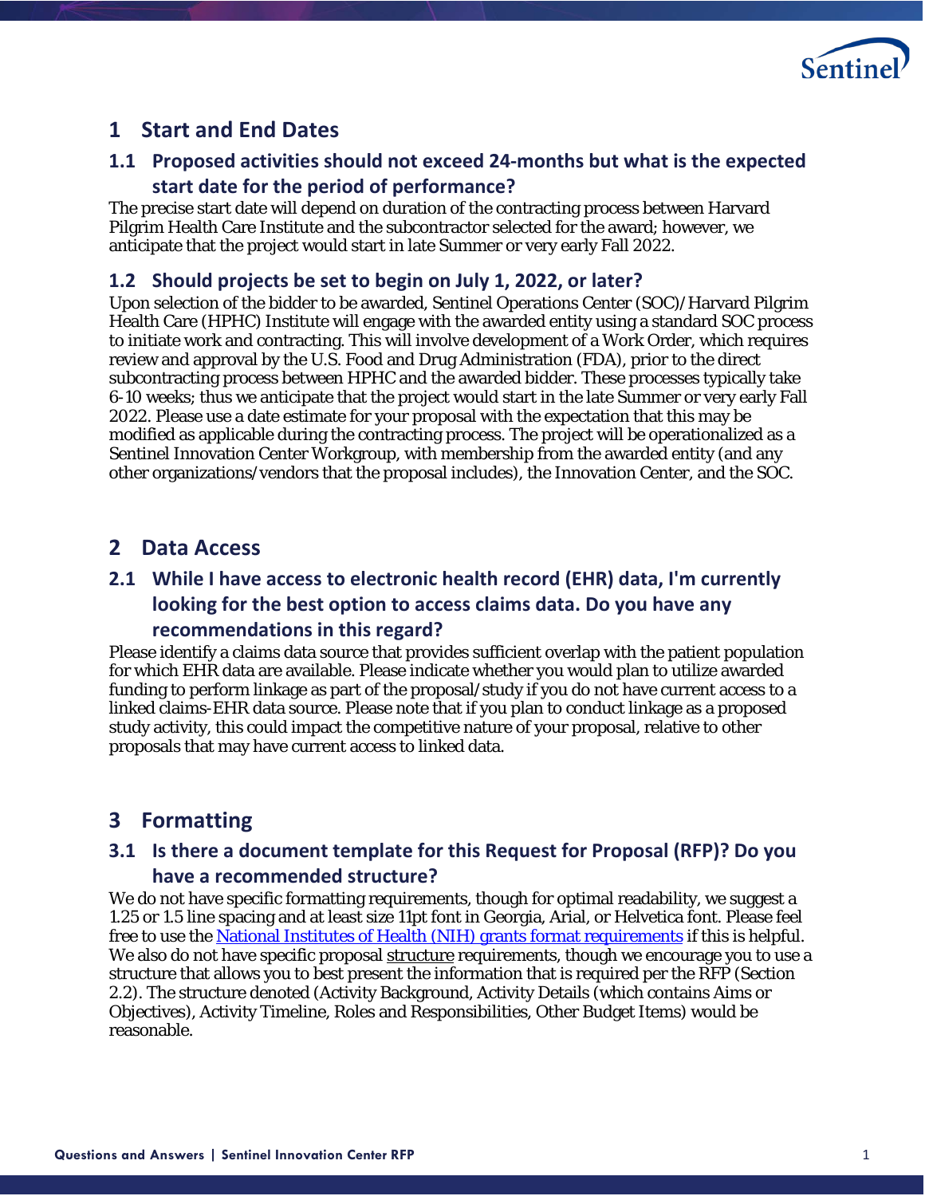# 1 Start and End Dates

## 1.1 Proposed activities should not exceed 24-months but what is the expected start date for the period of performance?

The precise start date will depend on duration of the contracting process between Harvard Pilgrim Health Care Institute and the subcontractor selected for the award; however, we anticipate that the project would start in late Summer or very early Fall 2022.

## 1.2 Should projects be set to begin on July 1, 2022, or later?

Upon selection of the bidder to be awarded, Sentinel Operations Center (SOC)/Harvard Pilgrim Health Care (HPHC) Institute will engage with the awarded entity using a standard SOC process to initiate work and contracting. This will involve development of a Work Order, which requires review and approval by the U.S. Food and Drug Administration (FDA), prior to the direct subcontracting process between HPHC and the awarded bidder. These processes typically take 6-10 weeks; thus we anticipate that the project would start in the late Summer or very early Fall 2022. Please use a date estimate for your proposal with the expectation that this may be modified as applicable during the contracting process. The project will be operationalized as a Sentinel Innovation Center Workgroup, with membership from the awarded entity (and any other organizations/vendors that the proposal includes), the Innovation Center, and the SOC.

# 2 Data Access

## 2.1 While I have access to electronic health record (EHR) data, I'm currently looking for the best option to access claims data. Do you have any recommendations in this regard?

Please identify a claims data source that provides sufficient overlap with the patient population for which EHR data are available. Please indicate whether you would plan to utilize awarded funding to perform linkage as part of the proposal/study if you do not have current access to a linked claims-EHR data source. Please note that if you plan to conduct linkage as a proposed study activity, this could impact the competitive nature of your proposal, relative to other proposals that may have current access to linked data.

# 3 Formatting

## 3.1 Is there a document template for this Request for Proposal (RFP)? Do you have a recommended structure?

We do not have specific formatting requirements, though for optimal readability, we suggest a 1.25 or 1.5 line spacing and at least size 11pt font in Georgia, Arial, or Helvetica font. Please feel free to use the [National Institutes of Health (NIH) grants format requirements]() if this is helpful. We also do not have specific proposal structure requirements, though we encourage you to use a structure that allows you to best present the information that is required per the RFP (Section 2.2). The structure denoted (Activity Background, Activity Details (which contains Aims or Objectives), Activity Timeline, Roles and Responsibilities, Other Budget Items) would be reasonable.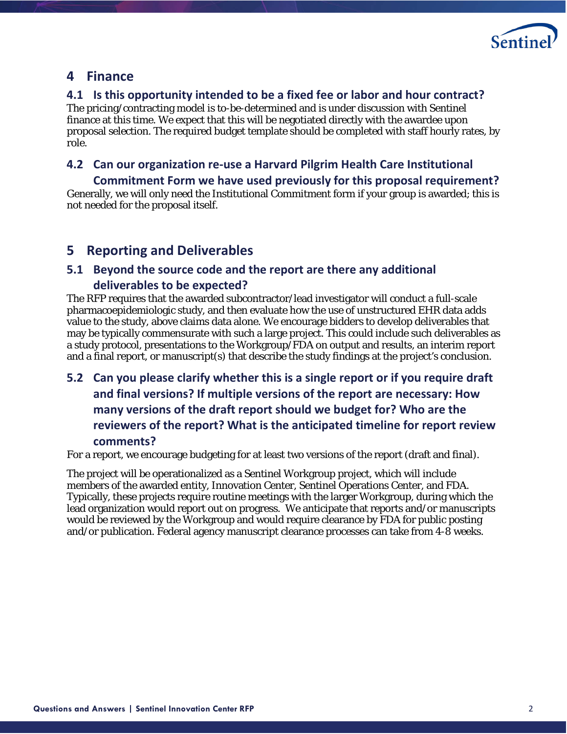# 4 Finance

## 4.1 Is this opportunity intended to be a fixed fee or labor and hour contract?

The pricing/contracting model is to-be-determined and is under discussion with Sentinel finance at this time. We expect that this will be negotiated directly with the awardee upon proposal selection. The required budget template should be completed with staff hourly rates, by role.

## 4.2 Can our organization re-use a Harvard Pilgrim Health Care Institutional Commitment Form we have used previously for this proposal requirement?

Generally, we will only need the Institutional Commitment form if your group is awarded; this is not needed for the proposal itself.

# 5 Reporting and Deliverables

## 5.1 Beyond the source code and the report are there any additional deliverables to be expected?

The RFP requires that the awarded subcontractor/lead investigator will conduct a full-scale pharmacoepidemiologic study, and then evaluate how the use of unstructured EHR data adds value to the study, above claims data alone. We encourage bidders to develop deliverables that may be typically commensurate with such a large project. This could include such deliverables as a study protocol, presentations to the Workgroup/FDA on output and results, an interim report and a final report, or manuscript(s) that describe the study findings at the project's conclusion.

## 5.2 Can you please clarify whether this is a single report or if you require draft and final versions? If multiple versions of the report are necessary: How many versions of the draft report should we budget for? Who are the reviewers of the report? What is the anticipated timeline for report review comments?

For a report, we encourage budgeting for at least two versions of the report (draft and final).

The project will be operationalized as a Sentinel Workgroup project, which will include members of the awarded entity, Innovation Center, Sentinel Operations Center, and FDA. Typically, these projects require routine meetings with the larger Workgroup, during which the lead organization would report out on progress. We anticipate that reports and/or manuscripts would be reviewed by the Workgroup and would require clearance by FDA for public posting and/or publication. Federal agency manuscript clearance processes can take from 4-8 weeks.